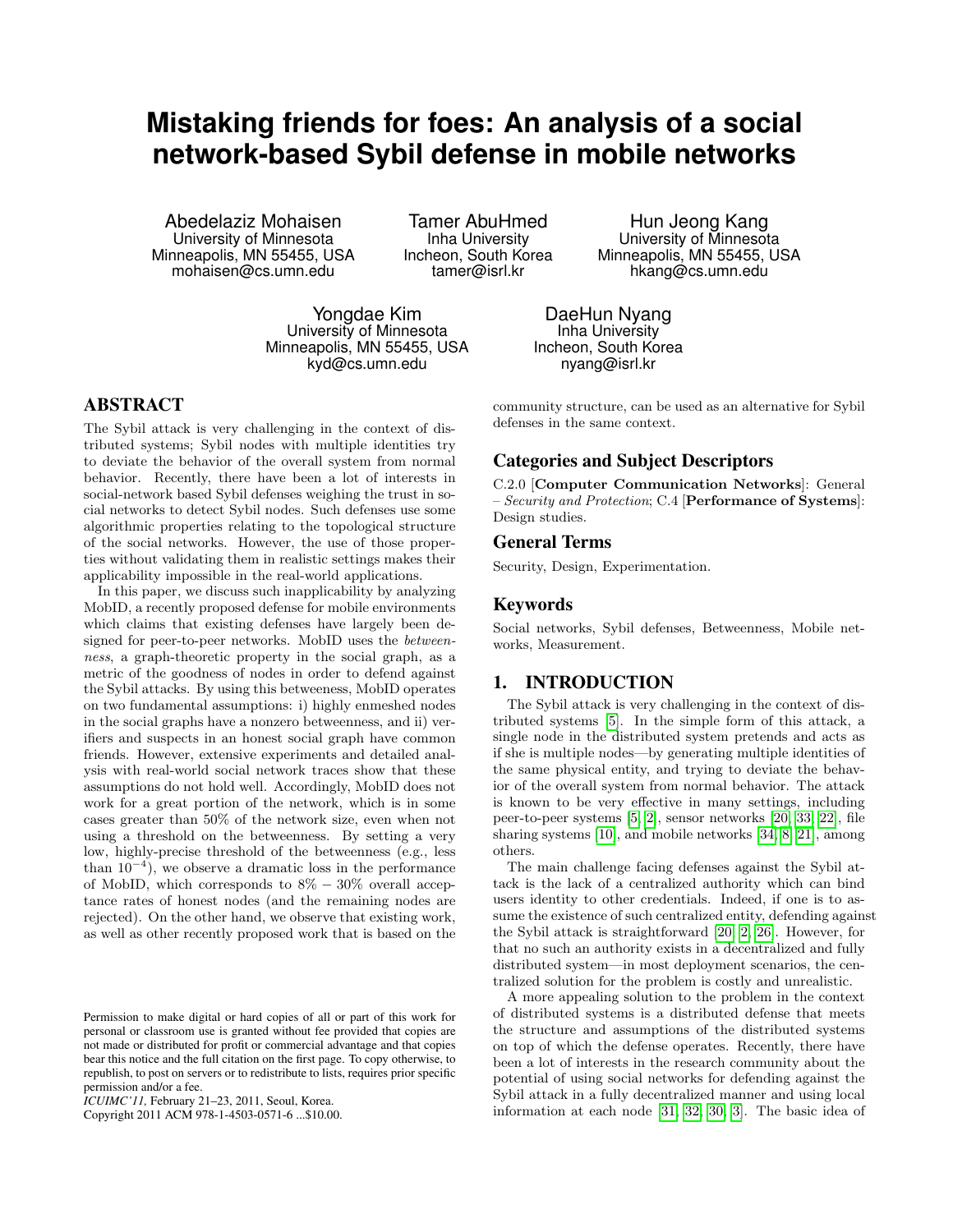# Mistaking friends for foes: An analysis of a social network-based Sybil defense in mobile networks

Abedelaziz Mohaisen
University of Minnesota
Minneapolis, MN 55455, USA
mohaisen@cs.umn.edu

Tamer AbuHmed
Inha University
Incheon, South Korea
tamer@isrl.kr

Hun Jeong Kang
University of Minnesota
Minneapolis, MN 55455, USA
hkang@cs.umn.edu

Yongdae Kim
University of Minnesota
Minneapolis, MN 55455, USA
kyd@cs.umn.edu

DaeHun Nyang
Inha University
Incheon, South Korea
nyang@isrl.kr

## ABSTRACT

The Sybil attack is very challenging in the context of distributed systems; Sybil nodes with multiple identities try to deviate the behavior of the overall system from normal behavior. Recently, there have been a lot of interests in social-network based Sybil defenses weighing the trust in social networks to detect Sybil nodes. Such defenses use some algorithmic properties relating to the topological structure of the social networks. However, the use of those properties without validating them in realistic settings makes their applicability impossible in the real-world applications.

In this paper, we discuss such inapplicability by analyzing MobID, a recently proposed defense for mobile environments which claims that existing defenses have largely been designed for peer-to-peer networks. MobID uses the *betweenness*, a graph-theoretic property in the social graph, as a metric of the goodness of nodes in order to defend against the Sybil attacks. By using this betweeness, MobID operates on two fundamental assumptions: i) highly enmeshed nodes in the social graphs have a nonzero betweenness, and ii) verifiers and suspects in an honest social graph have common friends. However, extensive experiments and detailed analysis with real-world social network traces show that these assumptions do not hold well. Accordingly, MobID does not work for a great portion of the network, which is in some cases greater than 50% of the network size, even when not using a threshold on the betweenness. By setting a very low, highly-precise threshold of the betweenness (e.g., less than $10^{-4}$), we observe a dramatic loss in the performance of MobID, which corresponds to $8\% - 30\%$ overall acceptance rates of honest nodes (and the remaining nodes are rejected). On the other hand, we observe that existing work, as well as other recently proposed work that is based on the community structure, can be used as an alternative for Sybil defenses in the same context.

### Categories and Subject Descriptors

C.2.0 [**Computer Communication Networks**]: General – *Security and Protection*; C.4 [**Performance of Systems**]: Design studies.

### General Terms

Security, Design, Experimentation.

### Keywords

Social networks, Sybil defenses, Betweenness, Mobile networks, Measurement.

## 1. INTRODUCTION

The Sybil attack is very challenging in the context of distributed systems [5]. In the simple form of this attack, a single node in the distributed system pretends and acts as if she is multiple nodes—by generating multiple identities of the same physical entity, and trying to deviate the behavior of the overall system from normal behavior. The attack is known to be very effective in many settings, including peer-to-peer systems [5, 2], sensor networks [20, 33, 22], file sharing systems [10], and mobile networks [34, 8, 21], among others.

The main challenge facing defenses against the Sybil attack is the lack of a centralized authority which can bind users identity to other credentials. Indeed, if one is to assume the existence of such centralized entity, defending against the Sybil attack is straightforward [20, 2, 26]. However, for that no such an authority exists in a decentralized and fully distributed system—in most deployment scenarios, the centralized solution for the problem is costly and unrealistic.

A more appealing solution to the problem in the context of distributed systems is a distributed defense that meets the structure and assumptions of the distributed systems on top of which the defense operates. Recently, there have been a lot of interests in the research community about the potential of using social networks for defending against the Sybil attack in a fully decentralized manner and using local information at each node [31, 32, 30, 3]. The basic idea of

Permission to make digital or hard copies of all or part of this work for personal or classroom use is granted without fee provided that copies are not made or distributed for profit or commercial advantage and that copies bear this notice and the full citation on the first page. To copy otherwise, to republish, to post on servers or to redistribute to lists, requires prior specific permission and/or a fee.
*ICUIMC'11,* February 21–23, 2011, Seoul, Korea.
Copyright 2011 ACM 978-1-4503-0571-6 ...$10.00.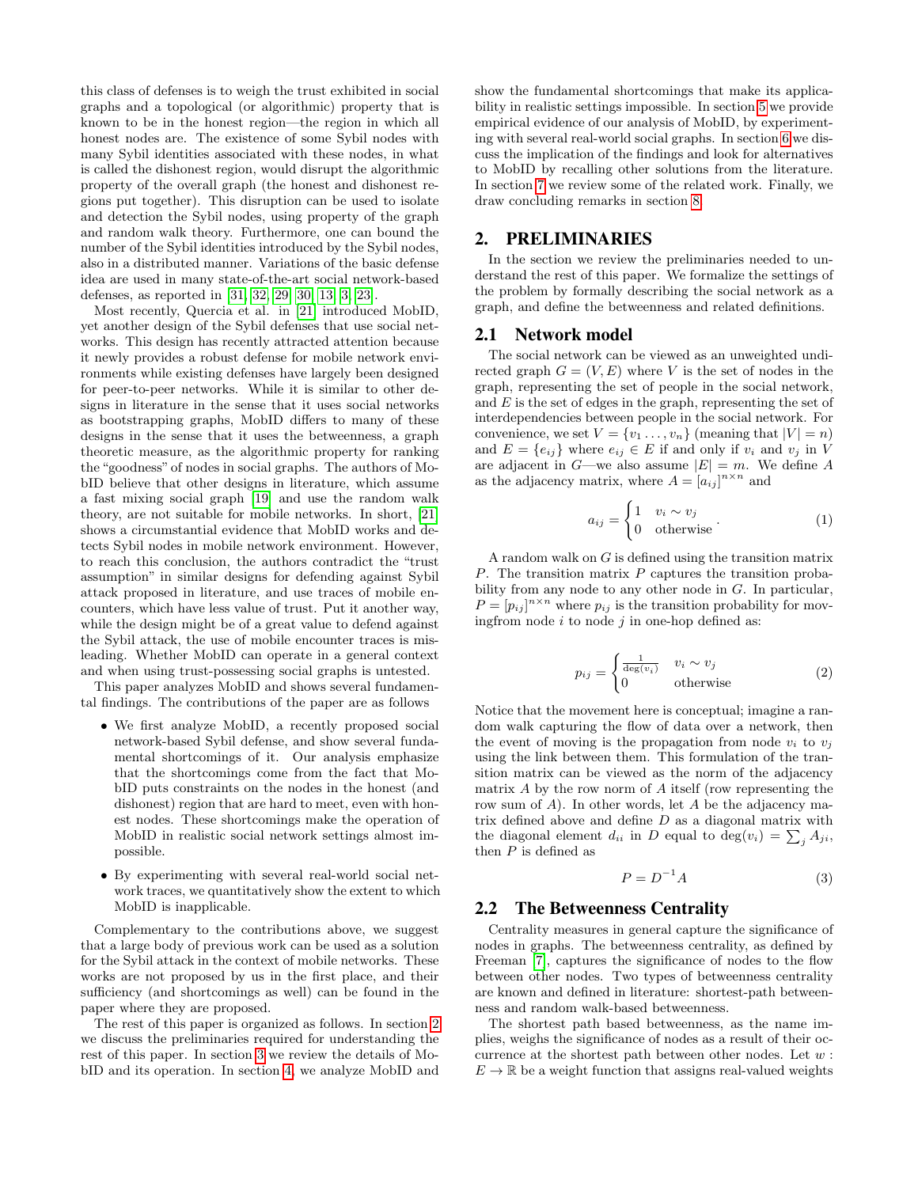this class of defenses is to weigh the trust exhibited in social graphs and a topological (or algorithmic) property that is known to be in the honest region—the region in which all honest nodes are. The existence of some Sybil nodes with many Sybil identities associated with these nodes, in what is called the dishonest region, would disrupt the algorithmic property of the overall graph (the honest and dishonest regions put together). This disruption can be used to isolate and detection the Sybil nodes, using property of the graph and random walk theory. Furthermore, one can bound the number of the Sybil identities introduced by the Sybil nodes, also in a distributed manner. Variations of the basic defense idea are used in many state-of-the-art social network-based defenses, as reported in [31, 32, 29, 30, 13, 3, 23].

Most recently, Quercia et al. in [21] introduced MobID, yet another design of the Sybil defenses that use social networks. This design has recently attracted attention because it newly provides a robust defense for mobile network environments while existing defenses have largely been designed for peer-to-peer networks. While it is similar to other designs in literature in the sense that it uses social networks as bootstrapping graphs, MobID differs to many of these designs in the sense that it uses the betweenness, a graph theoretic measure, as the algorithmic property for ranking the "goodness" of nodes in social graphs. The authors of MobID believe that other designs in literature, which assume a fast mixing social graph [19] and use the random walk theory, are not suitable for mobile networks. In short, [21] shows a circumstantial evidence that MobID works and detects Sybil nodes in mobile network environment. However, to reach this conclusion, the authors contradict the "trust assumption" in similar designs for defending against Sybil attack proposed in literature, and use traces of mobile encounters, which have less value of trust. Put it another way, while the design might be of a great value to defend against the Sybil attack, the use of mobile encounter traces is misleading. Whether MobID can operate in a general context and when using trust-possessing social graphs is untested.

This paper analyzes MobID and shows several fundamental findings. The contributions of the paper are as follows

- We first analyze MobID, a recently proposed social network-based Sybil defense, and show several fundamental shortcomings of it. Our analysis emphasize that the shortcomings come from the fact that MobID puts constraints on the nodes in the honest (and dishonest) region that are hard to meet, even with honest nodes. These shortcomings make the operation of MobID in realistic social network settings almost impossible.
- By experimenting with several real-world social network traces, we quantitatively show the extent to which MobID is inapplicable.

Complementary to the contributions above, we suggest that a large body of previous work can be used as a solution for the Sybil attack in the context of mobile networks. These works are not proposed by us in the first place, and their sufficiency (and shortcomings as well) can be found in the paper where they are proposed.

The rest of this paper is organized as follows. In section 2 we discuss the preliminaries required for understanding the rest of this paper. In section 3 we review the details of MobID and its operation. In section 4, we analyze MobID and show the fundamental shortcomings that make its applicability in realistic settings impossible. In section 5 we provide empirical evidence of our analysis of MobID, by experimenting with several real-world social graphs. In section 6 we discuss the implication of the findings and look for alternatives to MobID by recalling other solutions from the literature. In section 7 we review some of the related work. Finally, we draw concluding remarks in section 8.

## 2. PRELIMINARIES

In the section we review the preliminaries needed to understand the rest of this paper. We formalize the settings of the problem by formally describing the social network as a graph, and define the betweenness and related definitions.

### 2.1 Network model

The social network can be viewed as an unweighted undirected graph $G = (V, E)$ where $V$ is the set of nodes in the graph, representing the set of people in the social network, and $E$ is the set of edges in the graph, representing the set of interdependencies between people in the social network. For convenience, we set $V = \{v_1 \ldots, v_n\}$ (meaning that $|V| = n$) and $E = \{e_{ij}\}$ where $e_{ij} \in E$ if and only if $v_i$ and $v_j$ in $V$ are adjacent in $G$—we also assume $|E| = m$. We define $A$ as the adjacency matrix, where $A = [a_{ij}]^{n \times n}$ and

$$a_{ij} = \begin{cases} 1 & v_i \sim v_j \\ 0 & \text{otherwise} \end{cases}. \tag{1}$$

A random walk on $G$ is defined using the transition matrix $P$. The transition matrix $P$ captures the transition probability from any node to any other node in $G$. In particular, $P = [p_{ij}]^{n \times n}$ where $p_{ij}$ is the transition probability for movingfrom node $i$ to node $j$ in one-hop defined as:

$$p_{ij} = \begin{cases} \frac{1}{\deg(v_i)} & v_i \sim v_j \\ 0 & \text{otherwise} \end{cases} \tag{2}$$

Notice that the movement here is conceptual; imagine a random walk capturing the flow of data over a network, then the event of moving is the propagation from node $v_i$ to $v_j$ using the link between them. This formulation of the transition matrix can be viewed as the norm of the adjacency matrix $A$ by the row norm of $A$ itself (row representing the row sum of $A$). In other words, let $A$ be the adjacency matrix defined above and define $D$ as a diagonal matrix with the diagonal element $d_{ii}$ in $D$ equal to $\deg(v_i) = \sum_j A_{ji}$, then $P$ is defined as

$$P = D^{-1}A \tag{3}$$

### 2.2 The Betweenness Centrality

Centrality measures in general capture the significance of nodes in graphs. The betweenness centrality, as defined by Freeman [7], captures the significance of nodes to the flow between other nodes. Two types of betweenness centrality are known and defined in literature: shortest-path betweenness and random walk-based betweenness.

The shortest path based betweenness, as the name implies, weighs the significance of nodes as a result of their occurrence at the shortest path between other nodes. Let $w : E \rightarrow \mathbb{R}$ be a weight function that assigns real-valued weights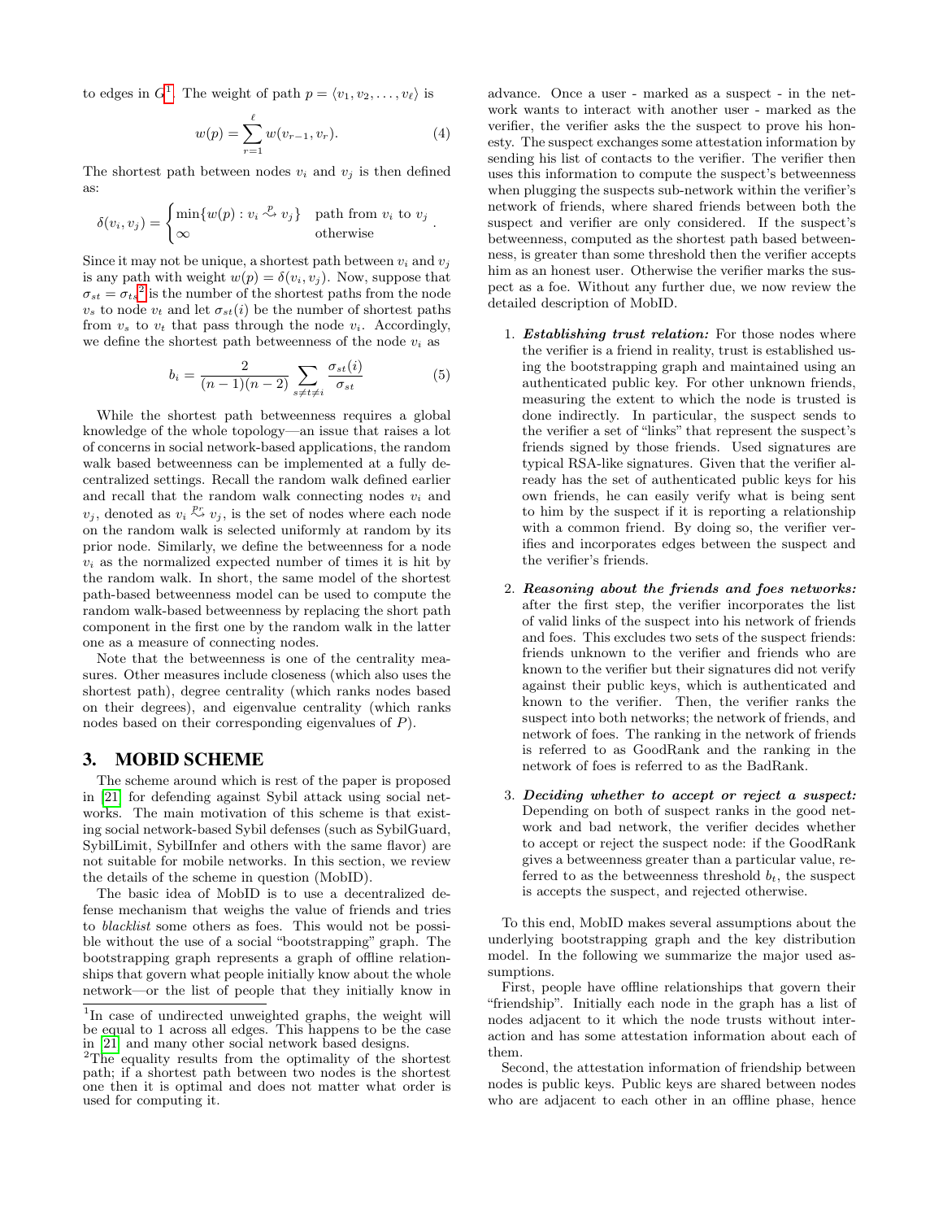to edges in $G$[1]. The weight of path $p = \langle v_1, v_2, \ldots, v_\ell \rangle$ is

$$w(p) = \sum_{r=1}^{\ell} w(v_{r-1}, v_r). \tag{4}$$

The shortest path between nodes $v_i$ and $v_j$ is then defined as:

$$\delta(v_i, v_j) = \begin{cases} \min\{w(p) : v_i \overset{p}{\rightsquigarrow} v_j\} & \text{path from } v_i \text{ to } v_j \\ \infty & \text{otherwise} \end{cases}.$$

Since it may not be unique, a shortest path between $v_i$ and $v_j$ is any path with weight $w(p) = \delta(v_i, v_j)$. Now, suppose that $\sigma_{st} = \sigma_{ts}$[2] is the number of the shortest paths from the node $v_s$ to node $v_t$ and let $\sigma_{st}(i)$ be the number of shortest paths from $v_s$ to $v_t$ that pass through the node $v_i$. Accordingly, we define the shortest path betweenness of the node $v_i$ as

$$b_i = \frac{2}{(n-1)(n-2)} \sum_{s \neq t \neq i} \frac{\sigma_{st}(i)}{\sigma_{st}} \tag{5}$$

While the shortest path betweenness requires a global knowledge of the whole topology—an issue that raises a lot of concerns in social network-based applications, the random walk based betweenness can be implemented at a fully decentralized settings. Recall the random walk defined earlier and recall that the random walk connecting nodes $v_i$ and $v_j$, denoted as $v_i \overset{p_r}{\rightsquigarrow} v_j$, is the set of nodes where each node on the random walk is selected uniformly at random by its prior node. Similarly, we define the betweenness for a node $v_i$ as the normalized expected number of times it is hit by the random walk. In short, the same model of the shortest path-based betweenness model can be used to compute the random walk-based betweenness by replacing the short path component in the first one by the random walk in the latter one as a measure of connecting nodes.

Note that the betweenness is one of the centrality measures. Other measures include closeness (which also uses the shortest path), degree centrality (which ranks nodes based on their degrees), and eigenvalue centrality (which ranks nodes based on their corresponding eigenvalues of $P$).

# 3. MOBID SCHEME

The scheme around which is rest of the paper is proposed in [21] for defending against Sybil attack using social networks. The main motivation of this scheme is that existing social network-based Sybil defenses (such as SybilGuard, SybilLimit, SybilInfer and others with the same flavor) are not suitable for mobile networks. In this section, we review the details of the scheme in question (MobID).

The basic idea of MobID is to use a decentralized defense mechanism that weighs the value of friends and tries to *blacklist* some others as foes. This would not be possible without the use of a social "bootstrapping" graph. The bootstrapping graph represents a graph of offline relationships that govern what people initially know about the whole network—or the list of people that they initially know in advance. Once a user - marked as a suspect - in the network wants to interact with another user - marked as the verifier, the verifier asks the the suspect to prove his honesty. The suspect exchanges some attestation information by sending his list of contacts to the verifier. The verifier then uses this information to compute the suspect's betweenness when plugging the suspects sub-network within the verifier's network of friends, where shared friends between both the suspect and verifier are only considered. If the suspect's betweenness, computed as the shortest path based betweenness, is greater than some threshold then the verifier accepts him as an honest user. Otherwise the verifier marks the suspect as a foe. Without any further due, we now review the detailed description of MobID.

1. ***Establishing trust relation:*** For those nodes where the verifier is a friend in reality, trust is established using the bootstrapping graph and maintained using an authenticated public key. For other unknown friends, measuring the extent to which the node is trusted is done indirectly. In particular, the suspect sends to the verifier a set of "links" that represent the suspect's friends signed by those friends. Used signatures are typical RSA-like signatures. Given that the verifier already has the set of authenticated public keys for his own friends, he can easily verify what is being sent to him by the suspect if it is reporting a relationship with a common friend. By doing so, the verifier verifies and incorporates edges between the suspect and the verifier's friends.

2. ***Reasoning about the friends and foes networks:*** after the first step, the verifier incorporates the list of valid links of the suspect into his network of friends and foes. This excludes two sets of the suspect friends: friends unknown to the verifier and friends who are known to the verifier but their signatures did not verify against their public keys, which is authenticated and known to the verifier. Then, the verifier ranks the suspect into both networks; the network of friends, and network of foes. The ranking in the network of friends is referred to as GoodRank and the ranking in the network of foes is referred to as the BadRank.

3. ***Deciding whether to accept or reject a suspect:*** Depending on both of suspect ranks in the good network and bad network, the verifier decides whether to accept or reject the suspect node: if the GoodRank gives a betweenness greater than a particular value, referred to as the betweenness threshold $b_t$, the suspect is accepts the suspect, and rejected otherwise.

To this end, MobID makes several assumptions about the underlying bootstrapping graph and the key distribution model. In the following we summarize the major used assumptions.

First, people have offline relationships that govern their "friendship". Initially each node in the graph has a list of nodes adjacent to it which the node trusts without interaction and has some attestation information about each of them.

Second, the attestation information of friendship between nodes is public keys. Public keys are shared between nodes who are adjacent to each other in an offline phase, hence

[1] In case of undirected unweighted graphs, the weight will be equal to 1 across all edges. This happens to be the case in [21] and many other social network based designs.

[2] The equality results from the optimality of the shortest path; if a shortest path between two nodes is the shortest one then it is optimal and does not matter what order is used for computing it.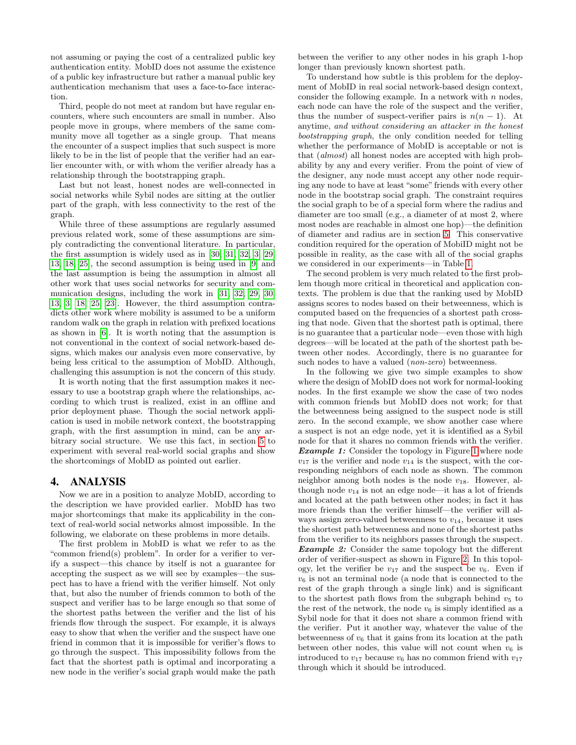not assuming or paying the cost of a centralized public key authentication entity. MobID does not assume the existence of a public key infrastructure but rather a manual public key authentication mechanism that uses a face-to-face interaction.

Third, people do not meet at random but have regular encounters, where such encounters are small in number. Also people move in groups, where members of the same community move all together as a single group. That means the encounter of a suspect implies that such suspect is more likely to be in the list of people that the verifier had an earlier encounter with, or with whom the verifier already has a relationship through the bootstrapping graph.

Last but not least, honest nodes are well-connected in social networks while Sybil nodes are sitting at the outlier part of the graph, with less connectivity to the rest of the graph.

While three of these assumptions are regularly assumed previous related work, some of these assumptions are simply contradicting the conventional literature. In particular, the first assumption is widely used as in [30, 31, 32, 3, 29, 13, 18, 25], the second assumption is being used in [9] and the last assumption is being the assumption in almost all other work that uses social networks for security and communication designs, including the work in [31, 32, 29, 30, 13, 3, 18, 25, 23]. However, the third assumption contradicts other work where mobility is assumed to be a uniform random walk on the graph in relation with prefixed locations as shown in [6]. It is worth noting that the assumption is not conventional in the context of social network-based designs, which makes our analysis even more conservative, by being less critical to the assumption of MobID. Although, challenging this assumption is not the concern of this study.

It is worth noting that the first assumption makes it necessary to use a bootstrap graph where the relationships, according to which trust is realized, exist in an offline and prior deployment phase. Though the social network application is used in mobile network context, the bootstrapping graph, with the first assumption in mind, can be any arbitrary social structure. We use this fact, in section 5 to experiment with several real-world social graphs and show the shortcomings of MobID as pointed out earlier.

## 4. ANALYSIS

Now we are in a position to analyze MobID, according to the description we have provided earlier. MobID has two major shortcomings that make its applicability in the context of real-world social networks almost impossible. In the following, we elaborate on these problems in more details.

The first problem in MobID is what we refer to as the "common friend(s) problem". In order for a verifier to verify a suspect—this chance by itself is not a guarantee for accepting the suspect as we will see by examples—the suspect has to have a friend with the verifier himself. Not only that, but also the number of friends common to both of the suspect and verifier has to be large enough so that some of the shortest paths between the verifier and the list of his friends flow through the suspect. For example, it is always easy to show that when the verifier and the suspect have one friend in common that it is impossible for verifier's flows to go through the suspect. This impossibility follows from the fact that the shortest path is optimal and incorporating a new node in the verifier's social graph would make the path between the verifier to any other nodes in his graph 1-hop longer than previously known shortest path.

To understand how subtle is this problem for the deployment of MobID in real social network-based design context, consider the following example. In a network with $n$ nodes, each node can have the role of the suspect and the verifier, thus the number of suspect-verifier pairs is $n(n-1)$. At anytime, *and without considering an attacker in the honest bootstrapping graph*, the only condition needed for telling whether the performance of MobID is acceptable or not is that (*almost*) all honest nodes are accepted with high probability by any and every verifier. From the point of view of the designer, any node must accept any other node requiring any node to have at least "some" friends with every other node in the bootstrap social graph. The constraint requires the social graph to be of a special form where the radius and diameter are too small (e.g., a diameter of at most 2, where most nodes are reachable in almost one hop)—the definition of diameter and radius are in section 5. This conservative condition required for the operation of MobiID might not be possible in reality, as the case with all of the social graphs we considered in our experiments—in Table 1.

The second problem is very much related to the first problem though more critical in theoretical and application contexts. The problem is due that the ranking used by MobID assigns scores to nodes based on their betweenness, which is computed based on the frequencies of a shortest path crossing that node. Given that the shortest path is optimal, there is no guarantee that a particular node—even those with high degrees—will be located at the path of the shortest path between other nodes. Accordingly, there is no guarantee for such nodes to have a valued (*non-zero*) betweenness.

In the following we give two simple examples to show where the design of MobID does not work for normal-looking nodes. In the first example we show the case of two nodes with common friends but MobID does not work; for that the betweenness being assigned to the suspect node is still zero. In the second example, we show another case where a suspect is not an edge node, yet it is identified as a Sybil node for that it shares no common friends with the verifier.

***Example 1:*** Consider the topology in Figure 1 where node $v_{17}$ is the verifier and node $v_{14}$ is the suspect, with the corresponding neighbors of each node as shown. The common neighbor among both nodes is the node $v_{18}$. However, although node $v_{14}$ is not an edge node—it has a lot of friends and located at the path between other nodes; in fact it has more friends than the verifier himself—the verifier will always assign zero-valued betweenness to $v_{14}$, because it uses the shortest path betweenness and none of the shortest paths from the verifier to its neighbors passes through the suspect.

***Example 2:*** Consider the same topology but the different order of verifier-suspect as shown in Figure 2. In this topology, let the verifier be $v_{17}$ and the suspect be $v_6$. Even if $v_6$ is not an terminal node (a node that is connected to the rest of the graph through a single link) and is significant to the shortest path flows from the subgraph behind $v_5$ to the rest of the network, the node $v_6$ is simply identified as a Sybil node for that it does not share a common friend with the verifier. Put it another way, whatever the value of the betweenness of $v_6$ that it gains from its location at the path between other nodes, this value will not count when $v_6$ is introduced to $v_{17}$ because $v_6$ has no common friend with $v_{17}$ through which it should be introduced.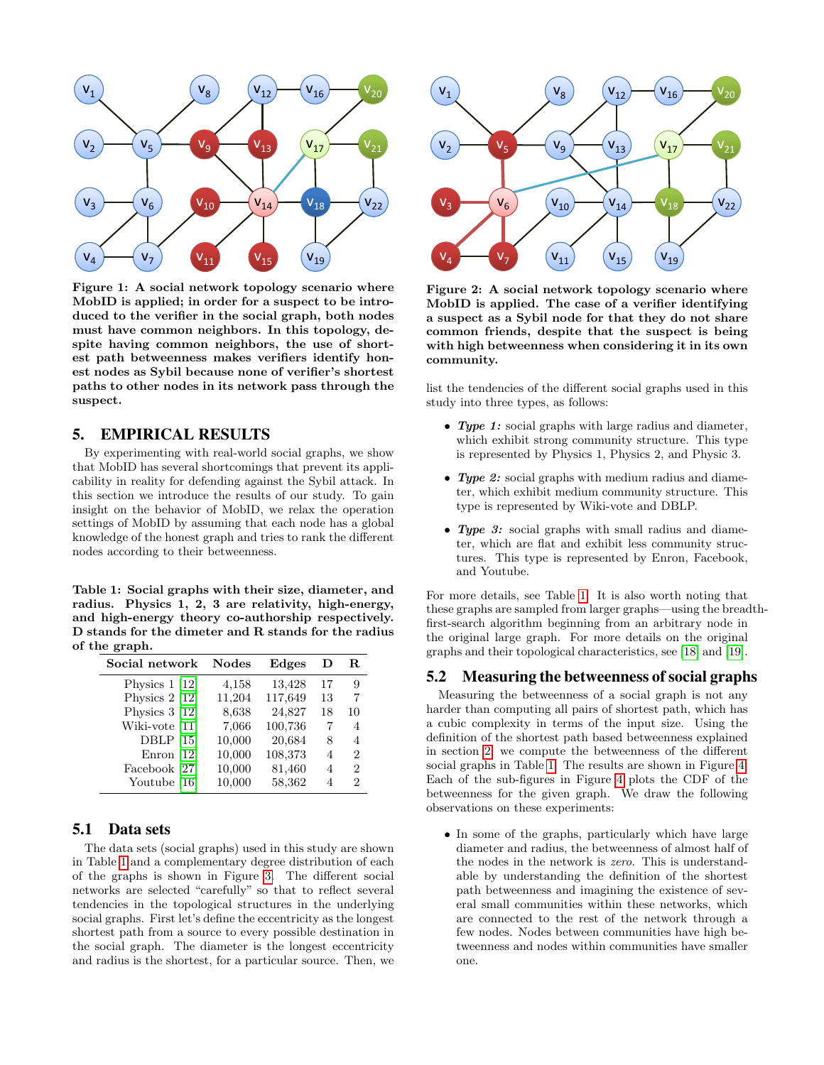**Figure 1: A social network topology scenario where MobID is applied; in order for a suspect to be introduced to the verifier in the social graph, both nodes must have common neighbors. In this topology, despite having common neighbors, the use of shortest path betweenness makes verifiers identify honest nodes as Sybil because none of verifier's shortest paths to other nodes in its network pass through the suspect.**

**Figure 2: A social network topology scenario where MobID is applied. The case of a verifier identifying a suspect as a Sybil node for that they do not share common friends, despite that the suspect is being with high betweenness when considering it in its own community.**

## 5. EMPIRICAL RESULTS

By experimenting with real-world social graphs, we show that MobID has several shortcomings that prevent its applicability in reality for defending against the Sybil attack. In this section we introduce the results of our study. To gain insight on the behavior of MobID, we relax the operation settings of MobID by assuming that each node has a global knowledge of the honest graph and tries to rank the different nodes according to their betweenness.

**Table 1: Social graphs with their size, diameter, and radius. Physics 1, 2, 3 are relativity, high-energy, and high-energy theory co-authorship respectively. D stands for the dimeter and R stands for the radius of the graph.**

| Social network | Nodes | Edges | D | R |
|---|---|---|---|---|
| Physics 1 [12] | 4,158 | 13,428 | 17 | 9 |
| Physics 2 [12] | 11,204 | 117,649 | 13 | 7 |
| Physics 3 [12] | 8,638 | 24,827 | 18 | 10 |
| Wiki-vote [11] | 7,066 | 100,736 | 7 | 4 |
| DBLP [15] | 10,000 | 20,684 | 8 | 4 |
| Enron [12] | 10,000 | 108,373 | 4 | 2 |
| Facebook [27] | 10,000 | 81,460 | 4 | 2 |
| Youtube [16] | 10,000 | 58,362 | 4 | 2 |

### 5.1 Data sets

The data sets (social graphs) used in this study are shown in Table 1 and a complementary degree distribution of each of the graphs is shown in Figure 3. The different social networks are selected "carefully" so that to reflect several tendencies in the topological structures in the underlying social graphs. First let's define the eccentricity as the longest shortest path from a source to every possible destination in the social graph. The diameter is the longest eccentricity and radius is the shortest, for a particular source. Then, we list the tendencies of the different social graphs used in this study into three types, as follows:

- ***Type 1:*** social graphs with large radius and diameter, which exhibit strong community structure. This type is represented by Physics 1, Physics 2, and Physic 3.
- ***Type 2:*** social graphs with medium radius and diameter, which exhibit medium community structure. This type is represented by Wiki-vote and DBLP.
- ***Type 3:*** social graphs with small radius and diameter, which are flat and exhibit less community structures. This type is represented by Enron, Facebook, and Youtube.

For more details, see Table 1. It is also worth noting that these graphs are sampled from larger graphs—using the breadth-first-search algorithm beginning from an arbitrary node in the original large graph. For more details on the original graphs and their topological characteristics, see [18] and [19].

### 5.2 Measuring the betweeness of social graphs

Measuring the betweeness of a social graph is not any harder than computing all pairs of shortest path, which has a cubic complexity in terms of the input size. Using the definition of the shortest path based betweenness explained in section 2, we compute the betweenness of the different social graphs in Table 1. The results are shown in Figure 4. Each of the sub-figures in Figure 4 plots the CDF of the betweenness for the given graph. We draw the following observations on these experiments:

- In some of the graphs, particularly which have large diameter and radius, the betweenness of almost half of the nodes in the network is *zero*. This is understandable by understanding the definition of the shortest path betweenness and imagining the existence of several small communities within these networks, which are connected to the rest of the network through a few nodes. Nodes between communities have high betweenness and nodes within communities have smaller one.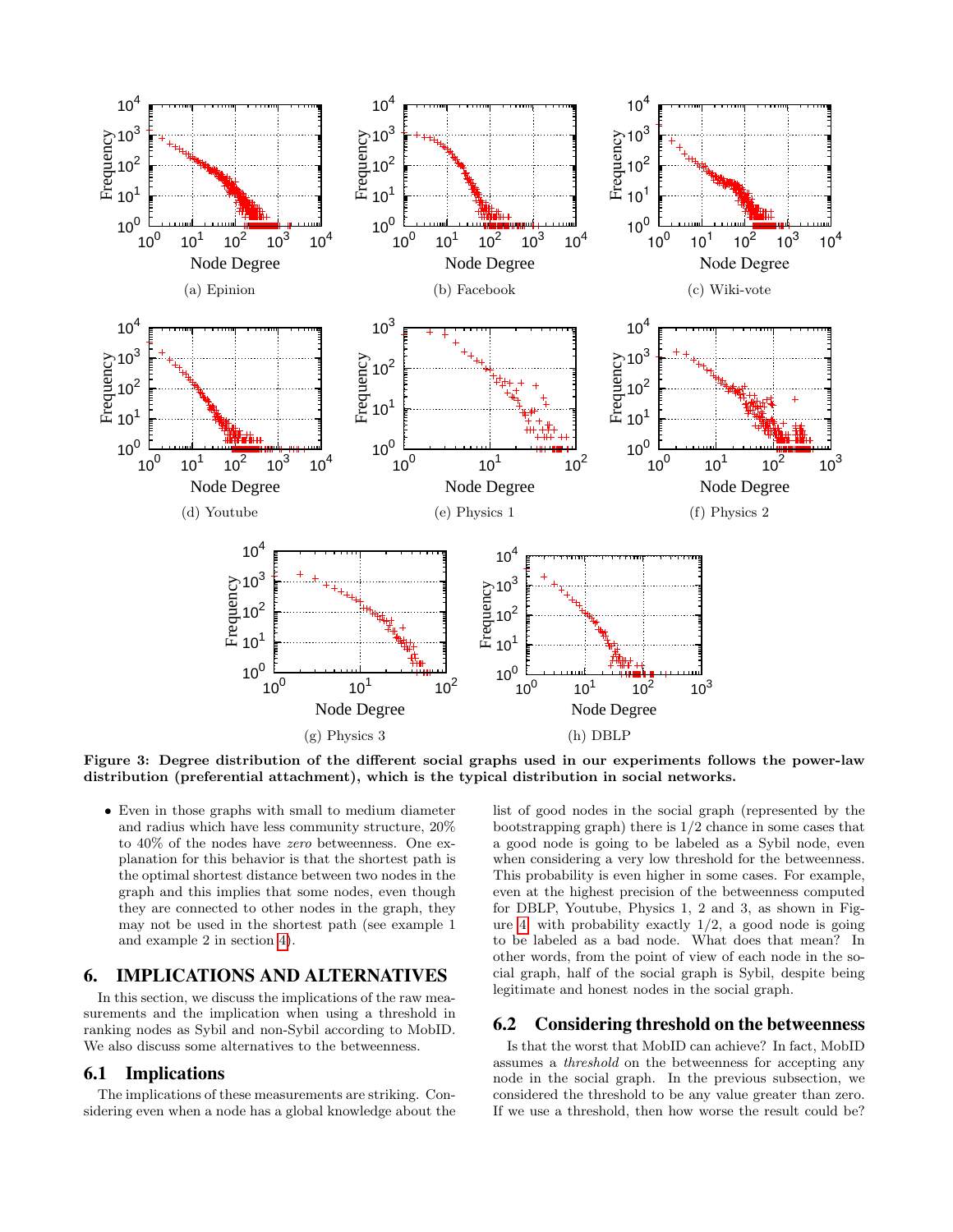(a) Epinion

(b) Facebook

(c) Wiki-vote

(d) Youtube

(e) Physics 1

(f) Physics 2

(g) Physics 3

(h) DBLP

**Figure 3: Degree distribution of the different social graphs used in our experiments follows the power-law distribution (preferential attachment), which is the typical distribution in social networks.**

- Even in those graphs with small to medium diameter and radius which have less community structure, 20% to 40% of the nodes have *zero* betweenness. One explanation for this behavior is that the shortest path is the optimal shortest distance between two nodes in the graph and this implies that some nodes, even though they are connected to other nodes in the graph, they may not be used in the shortest path (see example 1 and example 2 in section 4).

## 6. IMPLICATIONS AND ALTERNATIVES

In this section, we discuss the implications of the raw measurements and the implication when using a threshold in ranking nodes as Sybil and non-Sybil according to MobID. We also discuss some alternatives to the betweenness.

### 6.1 Implications

The implications of these measurements are striking. Considering even when a node has a global knowledge about the list of good nodes in the social graph (represented by the bootstrapping graph) there is 1/2 chance in some cases that a good node is going to be labeled as a Sybil node, even when considering a very low threshold for the betweenness. This probability is even higher in some cases. For example, even at the highest precision of the betweenness computed for DBLP, Youtube, Physics 1, 2 and 3, as shown in Figure 4, with probability exactly 1/2, a good node is going to be labeled as a bad node. What does that mean? In other words, from the point of view of each node in the social graph, half of the social graph is Sybil, despite being legitimate and honest nodes in the social graph.

### 6.2 Considering threshold on the betweenness

Is that the worst that MobID can achieve? In fact, MobID assumes a *threshold* on the betweenness for accepting any node in the social graph. In the previous subsection, we considered the threshold to be any value greater than zero. If we use a threshold, then how worse the result could be?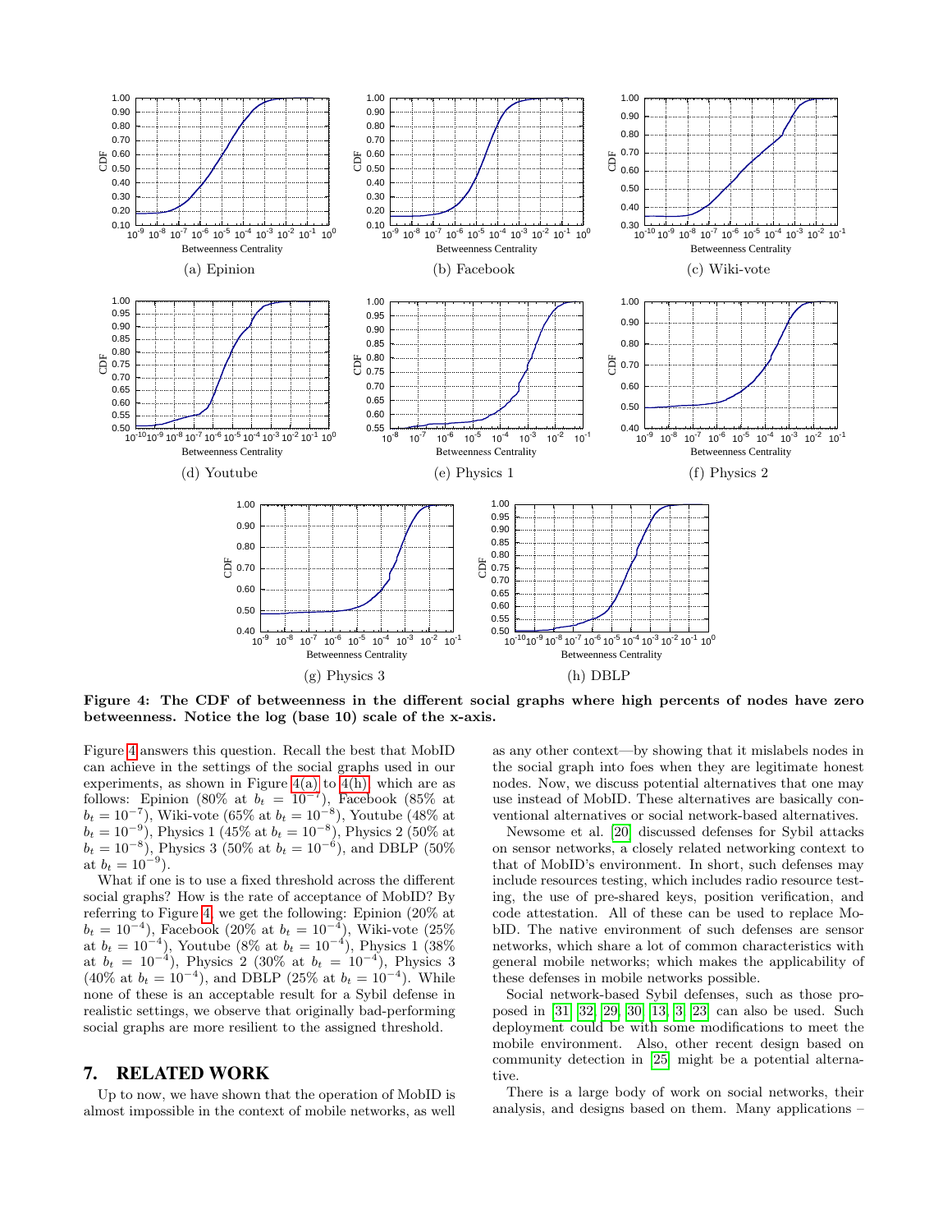(a) Epinion

(b) Facebook

(c) Wiki-vote

(d) Youtube

(e) Physics 1

(f) Physics 2

(g) Physics 3

(h) DBLP

**Figure 4: The CDF of betweenness in the different social graphs where high percents of nodes have zero betweenness. Notice the log (base 10) scale of the x-axis.**

Figure 4 answers this question. Recall the best that MobID can achieve in the settings of the social graphs used in our experiments, as shown in Figure 4(a) to 4(h), which are as follows: Epinion (80% at $b_t = 10^{-7}$), Facebook (85% at $b_t = 10^{-7}$), Wiki-vote (65% at $b_t = 10^{-8}$), Youtube (48% at $b_t = 10^{-9}$), Physics 1 (45% at $b_t = 10^{-8}$), Physics 2 (50% at $b_t = 10^{-8}$), Physics 3 (50% at $b_t = 10^{-6}$), and DBLP (50% at $b_t = 10^{-9}$).

What if one is to use a fixed threshold across the different social graphs? How is the rate of acceptance of MobID? By referring to Figure 4, we get the following: Epinion (20% at $b_t = 10^{-4}$), Facebook (20% at $b_t = 10^{-4}$), Wiki-vote (25% at $b_t = 10^{-4}$), Youtube (8% at $b_t = 10^{-4}$), Physics 1 (38% at $b_t = 10^{-4}$), Physics 2 (30% at $b_t = 10^{-4}$), Physics 3 (40% at $b_t = 10^{-4}$), and DBLP (25% at $b_t = 10^{-4}$). While none of these is an acceptable result for a Sybil defense in realistic settings, we observe that originally bad-performing social graphs are more resilient to the assigned threshold.

## 7. RELATED WORK

Up to now, we have shown that the operation of MobID is almost impossible in the context of mobile networks, as well as any other context—by showing that it mislabels nodes in the social graph into foes when they are legitimate honest nodes. Now, we discuss potential alternatives that one may use instead of MobID. These alternatives are basically conventional alternatives or social network-based alternatives.

Newsome et al. [20] discussed defenses for Sybil attacks on sensor networks, a closely related networking context to that of MobID's environment. In short, such defenses may include resources testing, which includes radio resource testing, the use of pre-shared keys, position verification, and code attestation. All of these can be used to replace MobID. The native environment of such defenses are sensor networks, which share a lot of common characteristics with general mobile networks; which makes the applicability of these defenses in mobile networks possible.

Social network-based Sybil defenses, such as those proposed in [31, 32, 29, 30, 13, 3, 23] can also be used. Such deployment could be with some modifications to meet the mobile environment. Also, other recent design based on community detection in [25] might be a potential alternative.

There is a large body of work on social networks, their analysis, and designs based on them. Many applications –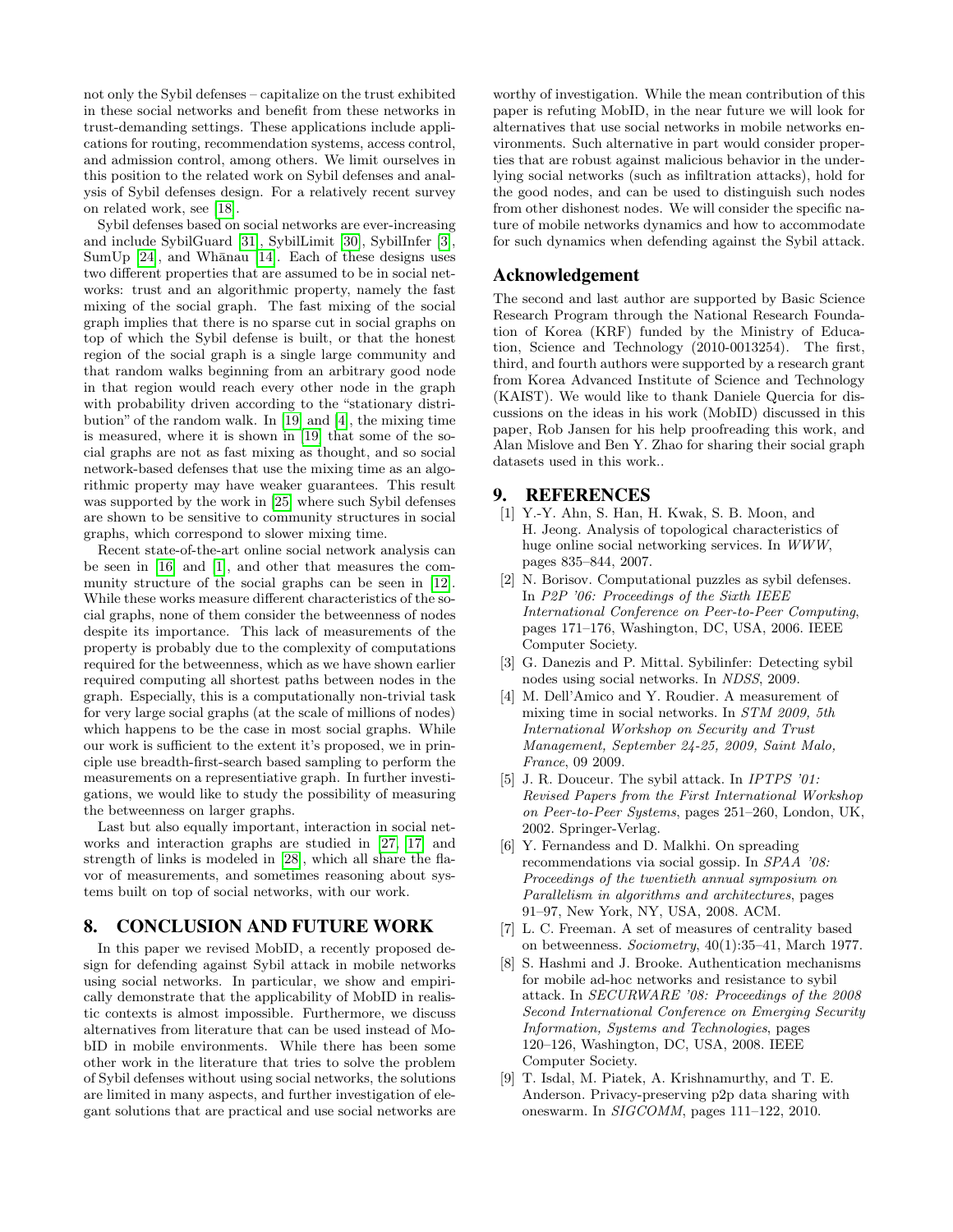not only the Sybil defenses – capitalize on the trust exhibited in these social networks and benefit from these networks in trust-demanding settings. These applications include applications for routing, recommendation systems, access control, and admission control, among others. We limit ourselves in this position to the related work on Sybil defenses and analysis of Sybil defenses design. For a relatively recent survey on related work, see [18].

Sybil defenses based on social networks are ever-increasing and include SybilGuard [31], SybilLimit [30], SybilInfer [3], SumUp [24], and Whānau [14]. Each of these designs uses two different properties that are assumed to be in social networks: trust and an algorithmic property, namely the fast mixing of the social graph. The fast mixing of the social graph implies that there is no sparse cut in social graphs on top of which the Sybil defense is built, or that the honest region of the social graph is a single large community and that random walks beginning from an arbitrary good node in that region would reach every other node in the graph with probability driven according to the "stationary distribution" of the random walk. In [19] and [4], the mixing time is measured, where it is shown in [19] that some of the social graphs are not as fast mixing as thought, and so social network-based defenses that use the mixing time as an algorithmic property may have weaker guarantees. This result was supported by the work in [25] where such Sybil defenses are shown to be sensitive to community structures in social graphs, which correspond to slower mixing time.

Recent state-of-the-art online social network analysis can be seen in [16] and [1], and other that measures the community structure of the social graphs can be seen in [12]. While these works measure different characteristics of the social graphs, none of them consider the betweenness of nodes despite its importance. This lack of measurements of the property is probably due to the complexity of computations required for the betweenness, which as we have shown earlier required computing all shortest paths between nodes in the graph. Especially, this is a computationally non-trivial task for very large social graphs (at the scale of millions of nodes) which happens to be the case in most social graphs. While our work is sufficient to the extent it's proposed, we in principle use breadth-first-search based sampling to perform the measurements on a representiative graph. In further investigations, we would like to study the possibility of measuring the betweenness on larger graphs.

Last but also equally important, interaction in social networks and interaction graphs are studied in [27, 17] and strength of links is modeled in [28], which all share the flavor of measurements, and sometimes reasoning about systems built on top of social networks, with our work.

## 8. CONCLUSION AND FUTURE WORK

In this paper we revised MobID, a recently proposed design for defending against Sybil attack in mobile networks using social networks. In particular, we show and empirically demonstrate that the applicability of MobID in realistic contexts is almost impossible. Furthermore, we discuss alternatives from literature that can be used instead of MobID in mobile environments. While there has been some other work in the literature that tries to solve the problem of Sybil defenses without using social networks, the solutions are limited in many aspects, and further investigation of elegant solutions that are practical and use social networks are worthy of investigation. While the mean contribution of this paper is refuting MobID, in the near future we will look for alternatives that use social networks in mobile networks environments. Such alternative in part would consider properties that are robust against malicious behavior in the underlying social networks (such as infiltration attacks), hold for the good nodes, and can be used to distinguish such nodes from other dishonest nodes. We will consider the specific nature of mobile networks dynamics and how to accommodate for such dynamics when defending against the Sybil attack.

## Acknowledgement

The second and last author are supported by Basic Science Research Program through the National Research Foundation of Korea (KRF) funded by the Ministry of Education, Science and Technology (2010-0013254). The first, third, and fourth authors were supported by a research grant from Korea Advanced Institute of Science and Technology (KAIST). We would like to thank Daniele Quercia for discussions on the ideas in his work (MobID) discussed in this paper, Rob Jansen for his help proofreading this work, and Alan Mislove and Ben Y. Zhao for sharing their social graph datasets used in this work..

## 9. REFERENCES

[1] Y.-Y. Ahn, S. Han, H. Kwak, S. B. Moon, and H. Jeong. Analysis of topological characteristics of huge online social networking services. In *WWW*, pages 835–844, 2007.

[2] N. Borisov. Computational puzzles as sybil defenses. In *P2P '06: Proceedings of the Sixth IEEE International Conference on Peer-to-Peer Computing*, pages 171–176, Washington, DC, USA, 2006. IEEE Computer Society.

[3] G. Danezis and P. Mittal. Sybilinfer: Detecting sybil nodes using social networks. In *NDSS*, 2009.

[4] M. Dell'Amico and Y. Roudier. A measurement of mixing time in social networks. In *STM 2009, 5th International Workshop on Security and Trust Management, September 24-25, 2009, Saint Malo, France*, 09 2009.

[5] J. R. Douceur. The sybil attack. In *IPTPS '01: Revised Papers from the First International Workshop on Peer-to-Peer Systems*, pages 251–260, London, UK, 2002. Springer-Verlag.

[6] Y. Fernandess and D. Malkhi. On spreading recommendations via social gossip. In *SPAA '08: Proceedings of the twentieth annual symposium on Parallelism in algorithms and architectures*, pages 91–97, New York, NY, USA, 2008. ACM.

[7] L. C. Freeman. A set of measures of centrality based on betweenness. *Sociometry*, 40(1):35–41, March 1977.

[8] S. Hashmi and J. Brooke. Authentication mechanisms for mobile ad-hoc networks and resistance to sybil attack. In *SECURWARE '08: Proceedings of the 2008 Second International Conference on Emerging Security Information, Systems and Technologies*, pages 120–126, Washington, DC, USA, 2008. IEEE Computer Society.

[9] T. Isdal, M. Piatek, A. Krishnamurthy, and T. E. Anderson. Privacy-preserving p2p data sharing with oneswarm. In *SIGCOMM*, pages 111–122, 2010.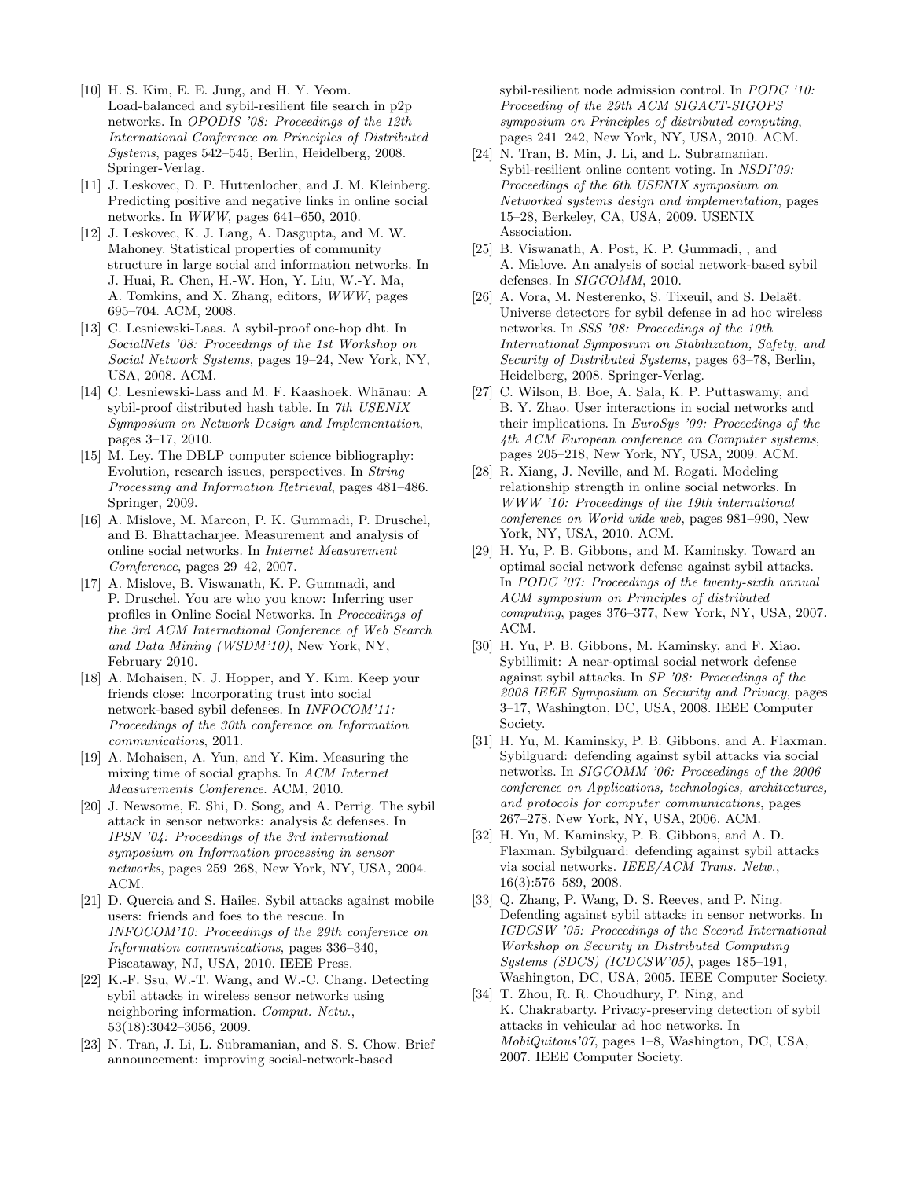[10] H. S. Kim, E. E. Jung, and H. Y. Yeom. Load-balanced and sybil-resilient file search in p2p networks. In *OPODIS '08: Proceedings of the 12th International Conference on Principles of Distributed Systems*, pages 542–545, Berlin, Heidelberg, 2008. Springer-Verlag.

[11] J. Leskovec, D. P. Huttenlocher, and J. M. Kleinberg. Predicting positive and negative links in online social networks. In *WWW*, pages 641–650, 2010.

[12] J. Leskovec, K. J. Lang, A. Dasgupta, and M. W. Mahoney. Statistical properties of community structure in large social and information networks. In J. Huai, R. Chen, H.-W. Hon, Y. Liu, W.-Y. Ma, A. Tomkins, and X. Zhang, editors, *WWW*, pages 695–704. ACM, 2008.

[13] C. Lesniewski-Laas. A sybil-proof one-hop dht. In *SocialNets '08: Proceedings of the 1st Workshop on Social Network Systems*, pages 19–24, New York, NY, USA, 2008. ACM.

[14] C. Lesniewski-Lass and M. F. Kaashoek. Whānau: A sybil-proof distributed hash table. In *7th USENIX Symposium on Network Design and Implementation*, pages 3–17, 2010.

[15] M. Ley. The DBLP computer science bibliography: Evolution, research issues, perspectives. In *String Processing and Information Retrieval*, pages 481–486. Springer, 2009.

[16] A. Mislove, M. Marcon, P. K. Gummadi, P. Druschel, and B. Bhattacharjee. Measurement and analysis of online social networks. In *Internet Measurement Conference*, pages 29–42, 2007.

[17] A. Mislove, B. Viswanath, K. P. Gummadi, and P. Druschel. You are who you know: Inferring user profiles in Online Social Networks. In *Proceedings of the 3rd ACM International Conference of Web Search and Data Mining (WSDM'10)*, New York, NY, February 2010.

[18] A. Mohaisen, N. J. Hopper, and Y. Kim. Keep your friends close: Incorporating trust into social network-based sybil defenses. In *INFOCOM'11: Proceedings of the 30th conference on Information communications*, 2011.

[19] A. Mohaisen, A. Yun, and Y. Kim. Measuring the mixing time of social graphs. In *ACM Internet Measurements Conference*. ACM, 2010.

[20] J. Newsome, E. Shi, D. Song, and A. Perrig. The sybil attack in sensor networks: analysis & defenses. In *IPSN '04: Proceedings of the 3rd international symposium on Information processing in sensor networks*, pages 259–268, New York, NY, USA, 2004. ACM.

[21] D. Quercia and S. Hailes. Sybil attacks against mobile users: friends and foes to the rescue. In *INFOCOM'10: Proceedings of the 29th conference on Information communications*, pages 336–340, Piscataway, NJ, USA, 2010. IEEE Press.

[22] K.-F. Ssu, W.-T. Wang, and W.-C. Chang. Detecting sybil attacks in wireless sensor networks using neighboring information. *Comput. Netw.*, 53(18):3042–3056, 2009.

[23] N. Tran, J. Li, L. Subramanian, and S. S. Chow. Brief announcement: improving social-network-based sybil-resilient node admission control. In *PODC '10: Proceeding of the 29th ACM SIGACT-SIGOPS symposium on Principles of distributed computing*, pages 241–242, New York, NY, USA, 2010. ACM.

[24] N. Tran, B. Min, J. Li, and L. Subramanian. Sybil-resilient online content voting. In *NSDI'09: Proceedings of the 6th USENIX symposium on Networked systems design and implementation*, pages 15–28, Berkeley, CA, USA, 2009. USENIX Association.

[25] B. Viswanath, A. Post, K. P. Gummadi, , and A. Mislove. An analysis of social network-based sybil defenses. In *SIGCOMM*, 2010.

[26] A. Vora, M. Nesterenko, S. Tixeuil, and S. Delaët. Universe detectors for sybil defense in ad hoc wireless networks. In *SSS '08: Proceedings of the 10th International Symposium on Stabilization, Safety, and Security of Distributed Systems*, pages 63–78, Berlin, Heidelberg, 2008. Springer-Verlag.

[27] C. Wilson, B. Boe, A. Sala, K. P. Puttaswamy, and B. Y. Zhao. User interactions in social networks and their implications. In *EuroSys '09: Proceedings of the 4th ACM European conference on Computer systems*, pages 205–218, New York, NY, USA, 2009. ACM.

[28] R. Xiang, J. Neville, and M. Rogati. Modeling relationship strength in online social networks. In *WWW '10: Proceedings of the 19th international conference on World wide web*, pages 981–990, New York, NY, USA, 2010. ACM.

[29] H. Yu, P. B. Gibbons, and M. Kaminsky. Toward an optimal social network defense against sybil attacks. In *PODC '07: Proceedings of the twenty-sixth annual ACM symposium on Principles of distributed computing*, pages 376–377, New York, NY, USA, 2007. ACM.

[30] H. Yu, P. B. Gibbons, M. Kaminsky, and F. Xiao. Sybillimit: A near-optimal social network defense against sybil attacks. In *SP '08: Proceedings of the 2008 IEEE Symposium on Security and Privacy*, pages 3–17, Washington, DC, USA, 2008. IEEE Computer Society.

[31] H. Yu, M. Kaminsky, P. B. Gibbons, and A. Flaxman. Sybilguard: defending against sybil attacks via social networks. In *SIGCOMM '06: Proceedings of the 2006 conference on Applications, technologies, architectures, and protocols for computer communications*, pages 267–278, New York, NY, USA, 2006. ACM.

[32] H. Yu, M. Kaminsky, P. B. Gibbons, and A. D. Flaxman. Sybilguard: defending against sybil attacks via social networks. *IEEE/ACM Trans. Netw.*, 16(3):576–589, 2008.

[33] Q. Zhang, P. Wang, D. S. Reeves, and P. Ning. Defending against sybil attacks in sensor networks. In *ICDCSW '05: Proceedings of the Second International Workshop on Security in Distributed Computing Systems (SDCS) (ICDCSW'05)*, pages 185–191, Washington, DC, USA, 2005. IEEE Computer Society.

[34] T. Zhou, R. R. Choudhury, P. Ning, and K. Chakrabarty. Privacy-preserving detection of sybil attacks in vehicular ad hoc networks. In *MobiQuitous'07*, pages 1–8, Washington, DC, USA, 2007. IEEE Computer Society.